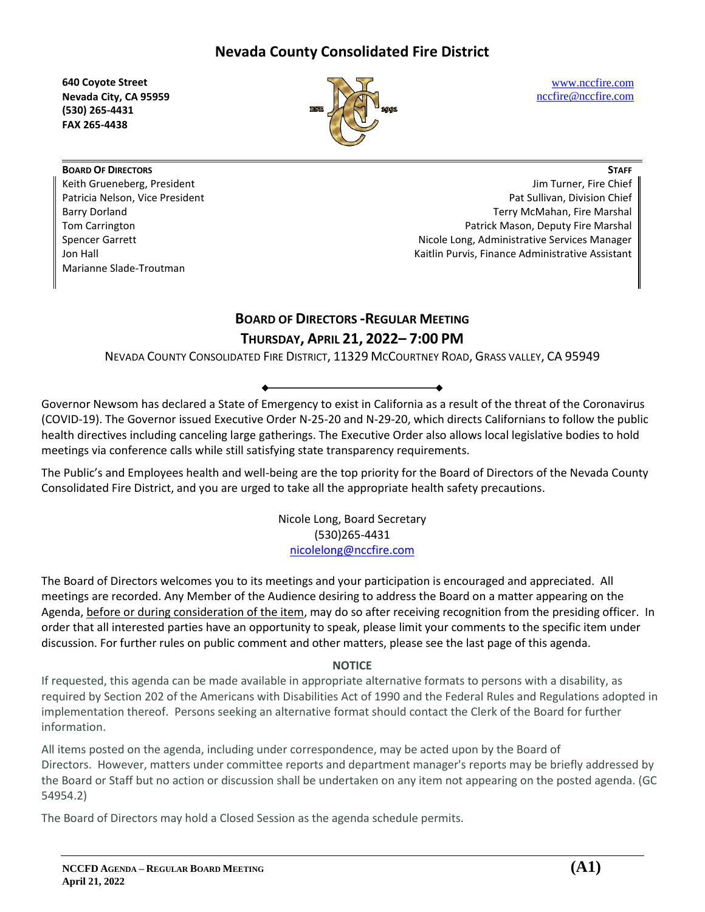# Nevada County Consolidated Fire District

**640 Coyote Street**
**Nevada City, CA 95959**
**(530) 265-4431**
**FAX 265-4438**

www.nccfire.com
nccfire@nccfire.com

**BOARD OF DIRECTORS**

Keith Grueneberg, President
Patricia Nelson, Vice President
Barry Dorland
Tom Carrington
Spencer Garrett
Jon Hall
Marianne Slade-Troutman

**STAFF**

Jim Turner, Fire Chief
Pat Sullivan, Division Chief
Terry McMahan, Fire Marshal
Patrick Mason, Deputy Fire Marshal
Nicole Long, Administrative Services Manager
Kaitlin Purvis, Finance Administrative Assistant

## BOARD OF DIRECTORS - REGULAR MEETING

## THURSDAY, APRIL 21, 2022 – 7:00 PM

NEVADA COUNTY CONSOLIDATED FIRE DISTRICT, 11329 MCCOURTNEY ROAD, GRASS VALLEY, CA 95949

Governor Newsom has declared a State of Emergency to exist in California as a result of the threat of the Coronavirus (COVID-19). The Governor issued Executive Order N-25-20 and N-29-20, which directs Californians to follow the public health directives including canceling large gatherings. The Executive Order also allows local legislative bodies to hold meetings via conference calls while still satisfying state transparency requirements.

The Public's and Employees health and well-being are the top priority for the Board of Directors of the Nevada County Consolidated Fire District, and you are urged to take all the appropriate health safety precautions.

Nicole Long, Board Secretary
(530)265-4431
nicolelong@nccfire.com

The Board of Directors welcomes you to its meetings and your participation is encouraged and appreciated. All meetings are recorded. Any Member of the Audience desiring to address the Board on a matter appearing on the Agenda, before or during consideration of the item, may do so after receiving recognition from the presiding officer. In order that all interested parties have an opportunity to speak, please limit your comments to the specific item under discussion. For further rules on public comment and other matters, please see the last page of this agenda.

**NOTICE**

If requested, this agenda can be made available in appropriate alternative formats to persons with a disability, as required by Section 202 of the Americans with Disabilities Act of 1990 and the Federal Rules and Regulations adopted in implementation thereof. Persons seeking an alternative format should contact the Clerk of the Board for further information.

All items posted on the agenda, including under correspondence, may be acted upon by the Board of Directors. However, matters under committee reports and department manager's reports may be briefly addressed by the Board or Staff but no action or discussion shall be undertaken on any item not appearing on the posted agenda. (GC 54954.2)

The Board of Directors may hold a Closed Session as the agenda schedule permits.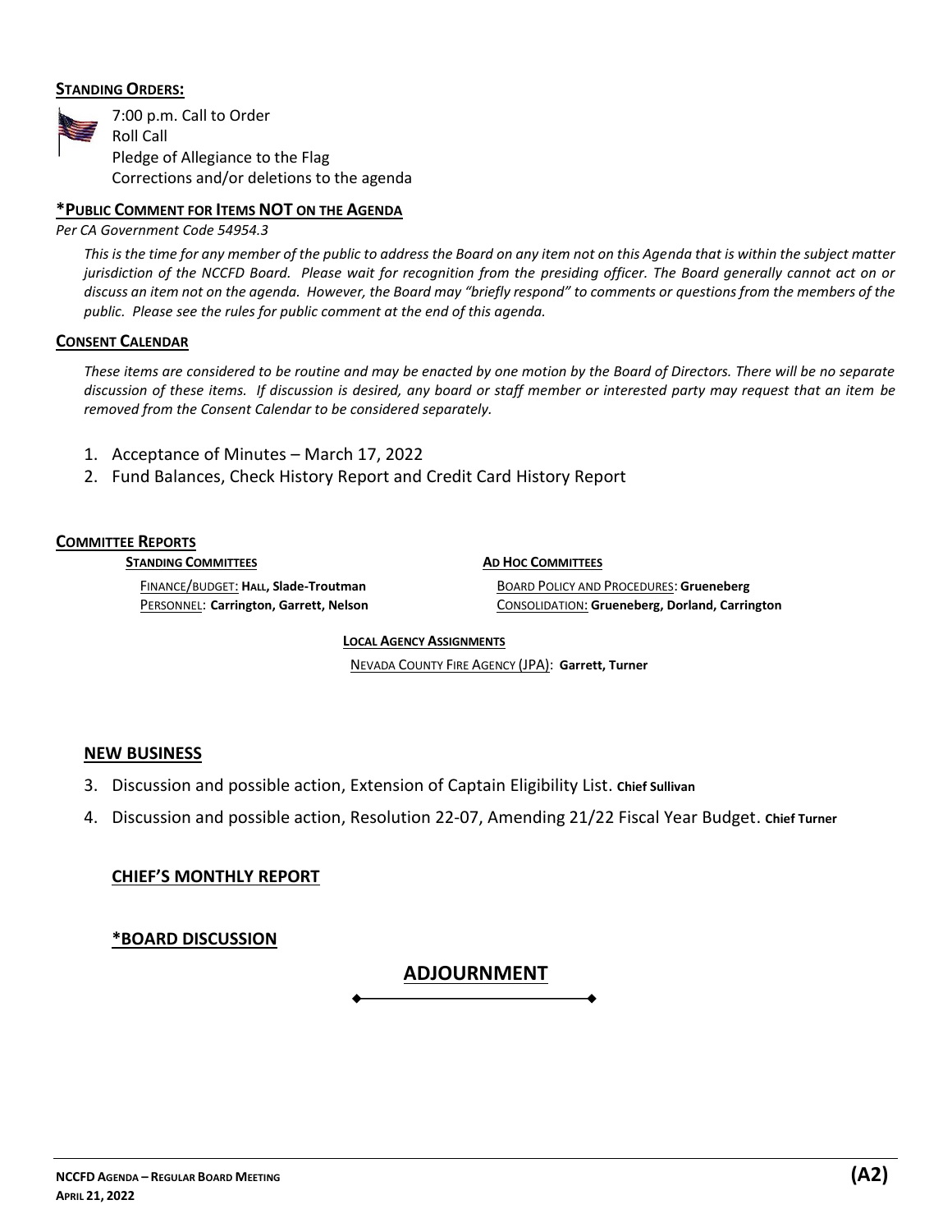## STANDING ORDERS:

7:00 p.m. Call to Order
Roll Call
Pledge of Allegiance to the Flag
Corrections and/or deletions to the agenda

## *PUBLIC COMMENT FOR ITEMS NOT ON THE AGENDA

*Per CA Government Code 54954.3*

*This is the time for any member of the public to address the Board on any item not on this Agenda that is within the subject matter jurisdiction of the NCCFD Board. Please wait for recognition from the presiding officer. The Board generally cannot act on or discuss an item not on the agenda. However, the Board may "briefly respond" to comments or questions from the members of the public. Please see the rules for public comment at the end of this agenda.*

## CONSENT CALENDAR

*These items are considered to be routine and may be enacted by one motion by the Board of Directors. There will be no separate discussion of these items. If discussion is desired, any board or staff member or interested party may request that an item be removed from the Consent Calendar to be considered separately.*

1. Acceptance of Minutes – March 17, 2022
2. Fund Balances, Check History Report and Credit Card History Report

## COMMITTEE REPORTS

### STANDING COMMITTEES

FINANCE/BUDGET: **Hall, Slade-Troutman**
PERSONNEL: **Carrington, Garrett, Nelson**

### AD HOC COMMITTEES

BOARD POLICY AND PROCEDURES: **Grueneberg**
CONSOLIDATION: **Grueneberg, Dorland, Carrington**

### LOCAL AGENCY ASSIGNMENTS

NEVADA COUNTY FIRE AGENCY (JPA): **Garrett, Turner**

## NEW BUSINESS

3. Discussion and possible action, Extension of Captain Eligibility List. **Chief Sullivan**
4. Discussion and possible action, Resolution 22-07, Amending 21/22 Fiscal Year Budget. **Chief Turner**

## CHIEF'S MONTHLY REPORT

## *BOARD DISCUSSION

## ADJOURNMENT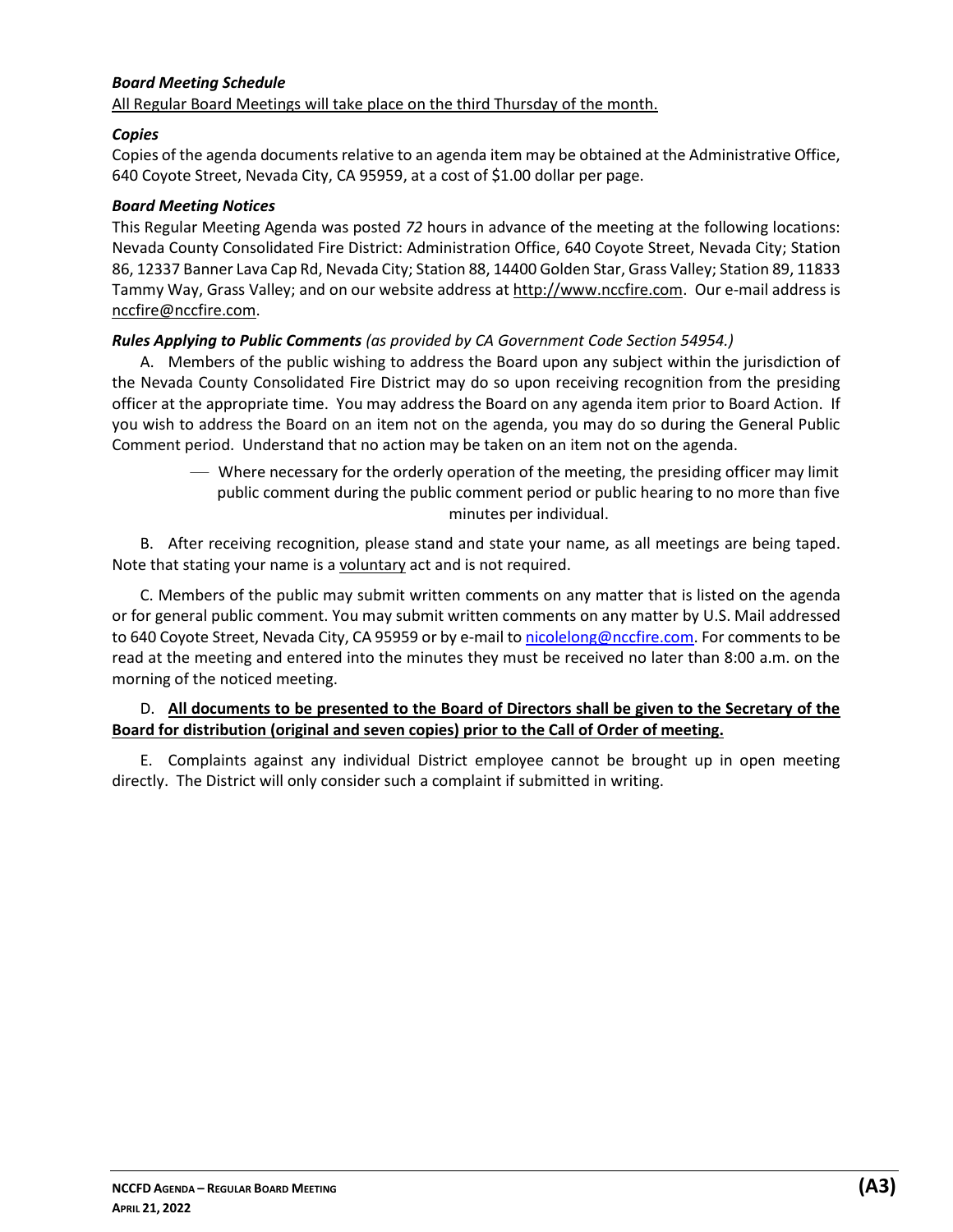***Board Meeting Schedule***

All Regular Board Meetings will take place on the third Thursday of the month.

***Copies***

Copies of the agenda documents relative to an agenda item may be obtained at the Administrative Office, 640 Coyote Street, Nevada City, CA 95959, at a cost of $1.00 dollar per page.

***Board Meeting Notices***

This Regular Meeting Agenda was posted *72* hours in advance of the meeting at the following locations: Nevada County Consolidated Fire District: Administration Office, 640 Coyote Street, Nevada City; Station 86, 12337 Banner Lava Cap Rd, Nevada City; Station 88, 14400 Golden Star, Grass Valley; Station 89, 11833 Tammy Way, Grass Valley; and on our website address at http://www.nccfire.com. Our e-mail address is nccfire@nccfire.com.

***Rules Applying to Public Comments*** *(as provided by CA Government Code Section 54954.)*

A. Members of the public wishing to address the Board upon any subject within the jurisdiction of the Nevada County Consolidated Fire District may do so upon receiving recognition from the presiding officer at the appropriate time. You may address the Board on any agenda item prior to Board Action. If you wish to address the Board on an item not on the agenda, you may do so during the General Public Comment period. Understand that no action may be taken on an item not on the agenda.

- Where necessary for the orderly operation of the meeting, the presiding officer may limit public comment during the public comment period or public hearing to no more than five minutes per individual.

B. After receiving recognition, please stand and state your name, as all meetings are being taped. Note that stating your name is a voluntary act and is not required.

C. Members of the public may submit written comments on any matter that is listed on the agenda or for general public comment. You may submit written comments on any matter by U.S. Mail addressed to 640 Coyote Street, Nevada City, CA 95959 or by e-mail to nicolelong@nccfire.com. For comments to be read at the meeting and entered into the minutes they must be received no later than 8:00 a.m. on the morning of the noticed meeting.

D. **All documents to be presented to the Board of Directors shall be given to the Secretary of the Board for distribution (original and seven copies) prior to the Call of Order of meeting.**

E. Complaints against any individual District employee cannot be brought up in open meeting directly. The District will only consider such a complaint if submitted in writing.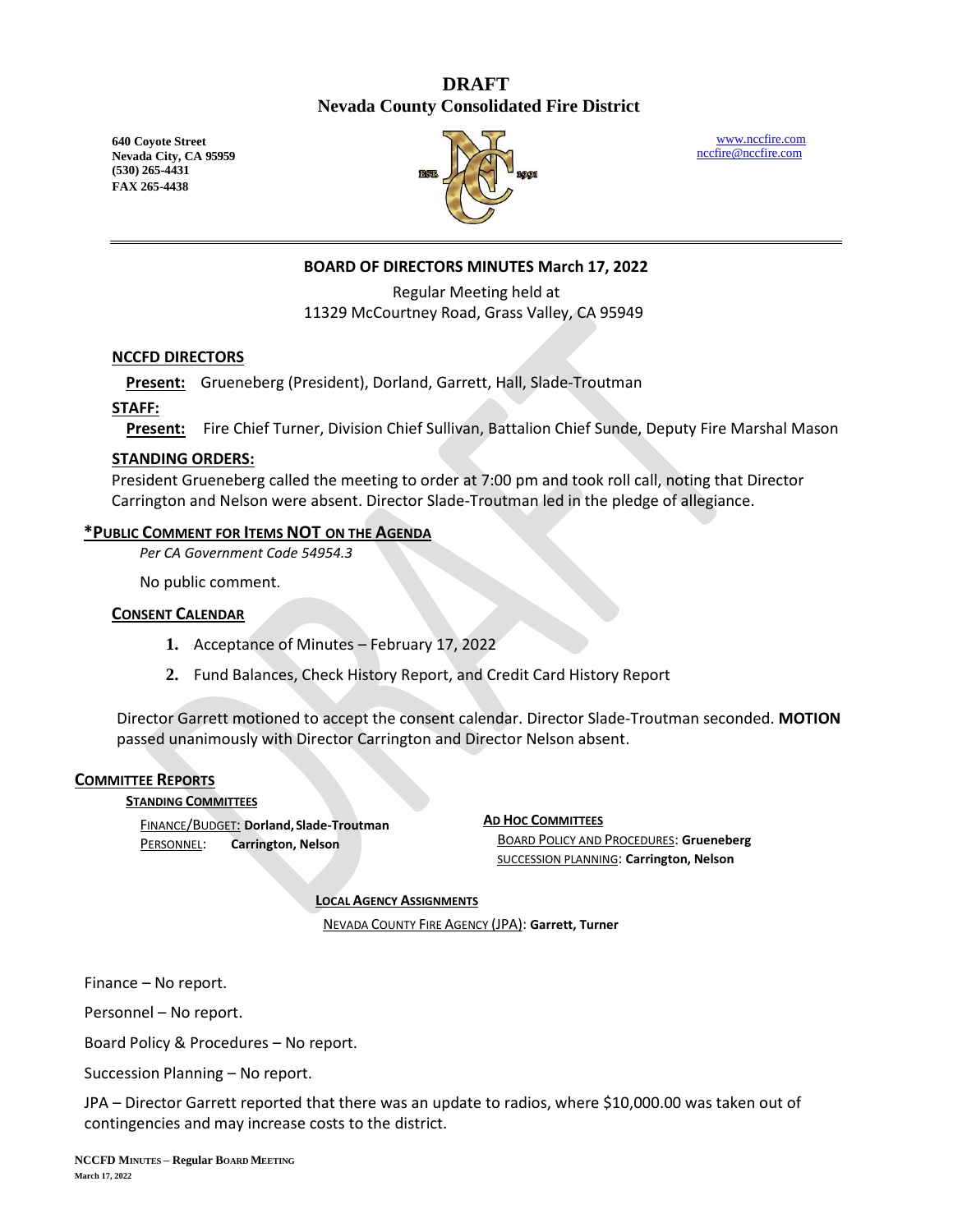**DRAFT**
**Nevada County Consolidated Fire District**

**640 Coyote Street**
**Nevada City, CA 95959**
**(530) 265-4431**
**FAX 265-4438**

www.nccfire.com
nccfire@nccfire.com

---

## BOARD OF DIRECTORS MINUTES March 17, 2022

Regular Meeting held at
11329 McCourtney Road, Grass Valley, CA 95949

### NCCFD DIRECTORS

**Present:** Grueneberg (President), Dorland, Garrett, Hall, Slade-Troutman

### STAFF:

**Present:** Fire Chief Turner, Division Chief Sullivan, Battalion Chief Sunde, Deputy Fire Marshal Mason

### STANDING ORDERS:

President Grueneberg called the meeting to order at 7:00 pm and took roll call, noting that Director Carrington and Nelson were absent. Director Slade-Troutman led in the pledge of allegiance.

### *PUBLIC COMMENT FOR ITEMS NOT ON THE AGENDA

*Per CA Government Code 54954.3*

No public comment.

### CONSENT CALENDAR

1. Acceptance of Minutes – February 17, 2022
2. Fund Balances, Check History Report, and Credit Card History Report

Director Garrett motioned to accept the consent calendar. Director Slade-Troutman seconded. **MOTION** passed unanimously with Director Carrington and Director Nelson absent.

### COMMITTEE REPORTS

**STANDING COMMITTEES**

FINANCE/BUDGET: **Dorland, Slade-Troutman**
PERSONNEL: **Carrington, Nelson**

**AD HOC COMMITTEES**

BOARD POLICY AND PROCEDURES: **Grueneberg**
SUCCESSION PLANNING: **Carrington, Nelson**

**LOCAL AGENCY ASSIGNMENTS**

NEVADA COUNTY FIRE AGENCY (JPA): **Garrett, Turner**

Finance – No report.

Personnel – No report.

Board Policy & Procedures – No report.

Succession Planning – No report.

JPA – Director Garrett reported that there was an update to radios, where $10,000.00 was taken out of contingencies and may increase costs to the district.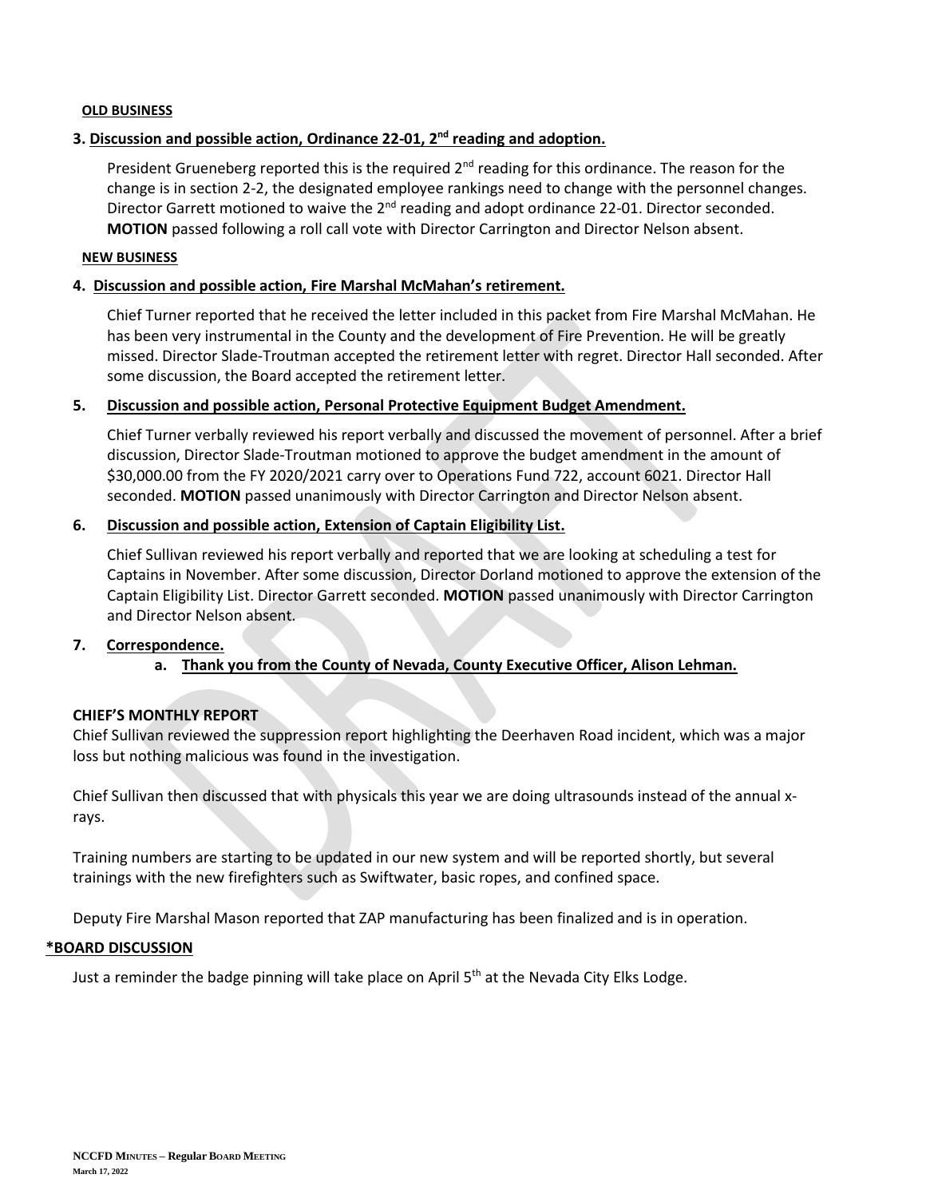**OLD BUSINESS**

**3. Discussion and possible action, Ordinance 22-01, 2nd reading and adoption.**

President Grueneberg reported this is the required 2nd reading for this ordinance. The reason for the change is in section 2-2, the designated employee rankings need to change with the personnel changes. Director Garrett motioned to waive the 2nd reading and adopt ordinance 22-01. Director seconded. **MOTION** passed following a roll call vote with Director Carrington and Director Nelson absent.

**NEW BUSINESS**

**4. Discussion and possible action, Fire Marshal McMahan's retirement.**

Chief Turner reported that he received the letter included in this packet from Fire Marshal McMahan. He has been very instrumental in the County and the development of Fire Prevention. He will be greatly missed. Director Slade-Troutman accepted the retirement letter with regret. Director Hall seconded. After some discussion, the Board accepted the retirement letter.

**5. Discussion and possible action, Personal Protective Equipment Budget Amendment.**

Chief Turner verbally reviewed his report verbally and discussed the movement of personnel. After a brief discussion, Director Slade-Troutman motioned to approve the budget amendment in the amount of $30,000.00 from the FY 2020/2021 carry over to Operations Fund 722, account 6021. Director Hall seconded. **MOTION** passed unanimously with Director Carrington and Director Nelson absent.

**6. Discussion and possible action, Extension of Captain Eligibility List.**

Chief Sullivan reviewed his report verbally and reported that we are looking at scheduling a test for Captains in November. After some discussion, Director Dorland motioned to approve the extension of the Captain Eligibility List. Director Garrett seconded. **MOTION** passed unanimously with Director Carrington and Director Nelson absent.

**7. Correspondence.**

**a. Thank you from the County of Nevada, County Executive Officer, Alison Lehman.**

**CHIEF'S MONTHLY REPORT**

Chief Sullivan reviewed the suppression report highlighting the Deerhaven Road incident, which was a major loss but nothing malicious was found in the investigation.

Chief Sullivan then discussed that with physicals this year we are doing ultrasounds instead of the annual x-rays.

Training numbers are starting to be updated in our new system and will be reported shortly, but several trainings with the new firefighters such as Swiftwater, basic ropes, and confined space.

Deputy Fire Marshal Mason reported that ZAP manufacturing has been finalized and is in operation.

**\*BOARD DISCUSSION**

Just a reminder the badge pinning will take place on April 5th at the Nevada City Elks Lodge.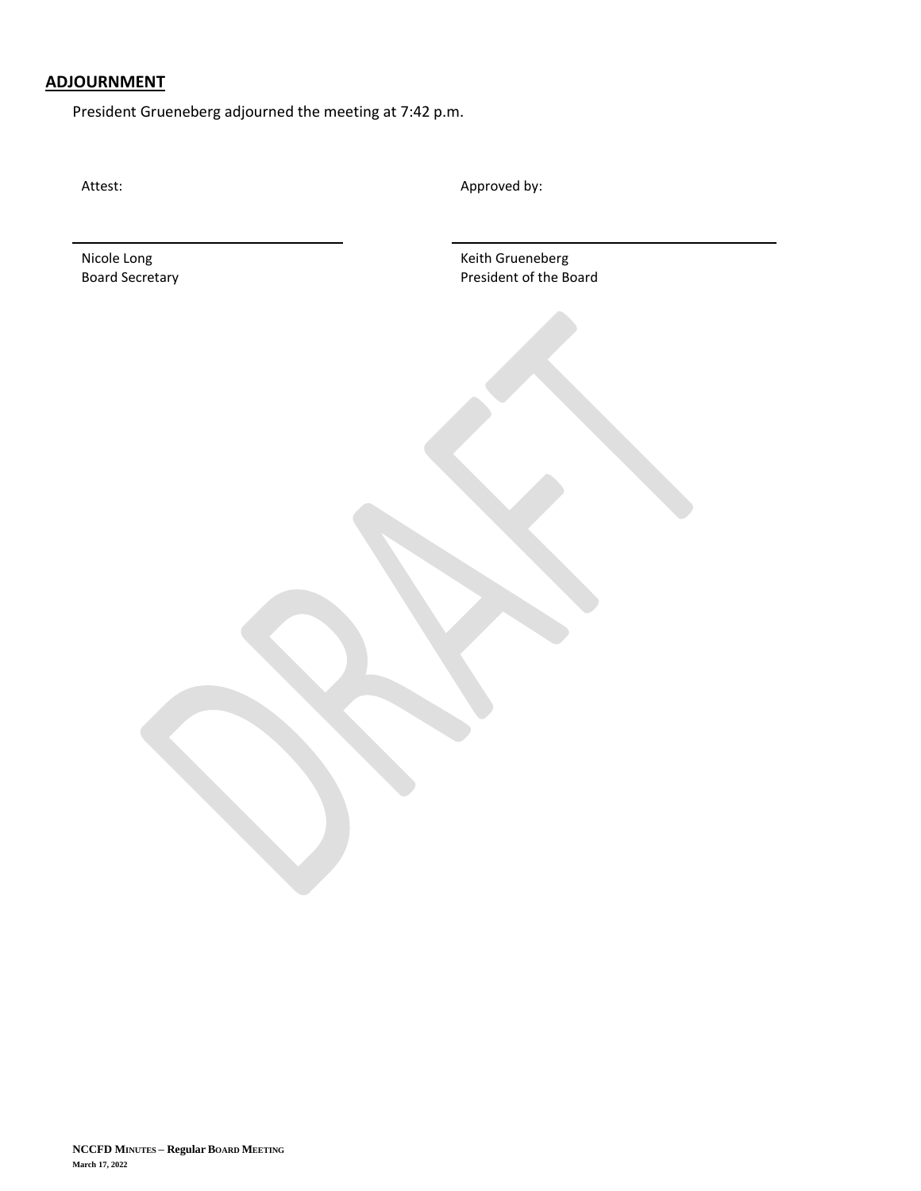## ADJOURNMENT

President Grueneberg adjourned the meeting at 7:42 p.m.

Attest:

Nicole Long
Board Secretary

Approved by:

Keith Grueneberg
President of the Board

DRAFT